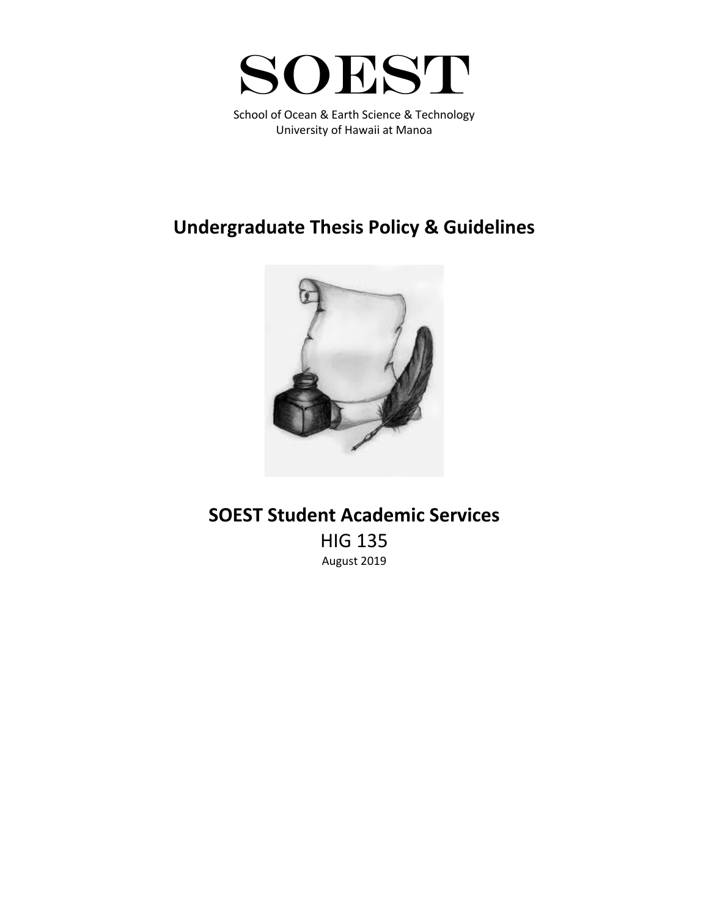# SOEST

School of Ocean & Earth Science & Technology
University of Hawaii at Manoa

## Undergraduate Thesis Policy & Guidelines

## SOEST Student Academic Services

HIG 135

August 2019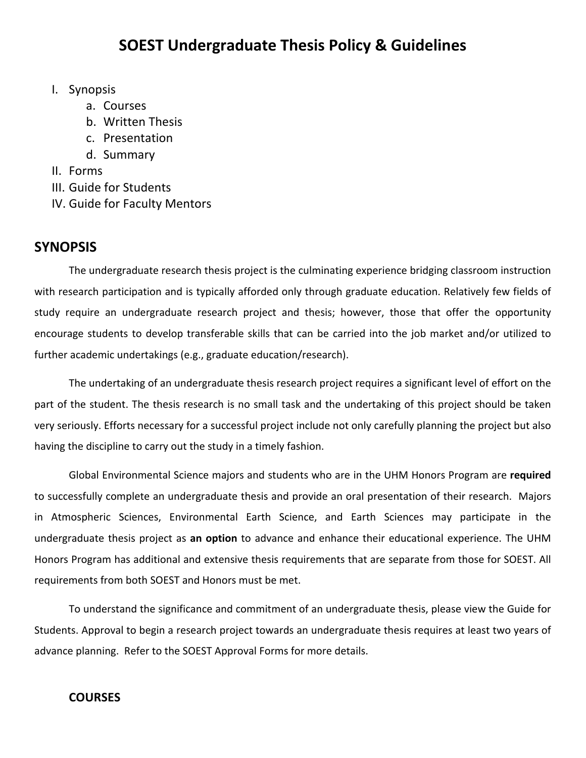# SOEST Undergraduate Thesis Policy & Guidelines

I. Synopsis
   a. Courses
   b. Written Thesis
   c. Presentation
   d. Summary

II. Forms

III. Guide for Students

IV. Guide for Faculty Mentors

## SYNOPSIS

The undergraduate research thesis project is the culminating experience bridging classroom instruction with research participation and is typically afforded only through graduate education. Relatively few fields of study require an undergraduate research project and thesis; however, those that offer the opportunity encourage students to develop transferable skills that can be carried into the job market and/or utilized to further academic undertakings (e.g., graduate education/research).

The undertaking of an undergraduate thesis research project requires a significant level of effort on the part of the student. The thesis research is no small task and the undertaking of this project should be taken very seriously. Efforts necessary for a successful project include not only carefully planning the project but also having the discipline to carry out the study in a timely fashion.

Global Environmental Science majors and students who are in the UHM Honors Program are **required** to successfully complete an undergraduate thesis and provide an oral presentation of their research. Majors in Atmospheric Sciences, Environmental Earth Science, and Earth Sciences may participate in the undergraduate thesis project as **an option** to advance and enhance their educational experience. The UHM Honors Program has additional and extensive thesis requirements that are separate from those for SOEST. All requirements from both SOEST and Honors must be met.

To understand the significance and commitment of an undergraduate thesis, please view the Guide for Students. Approval to begin a research project towards an undergraduate thesis requires at least two years of advance planning. Refer to the SOEST Approval Forms for more details.

### COURSES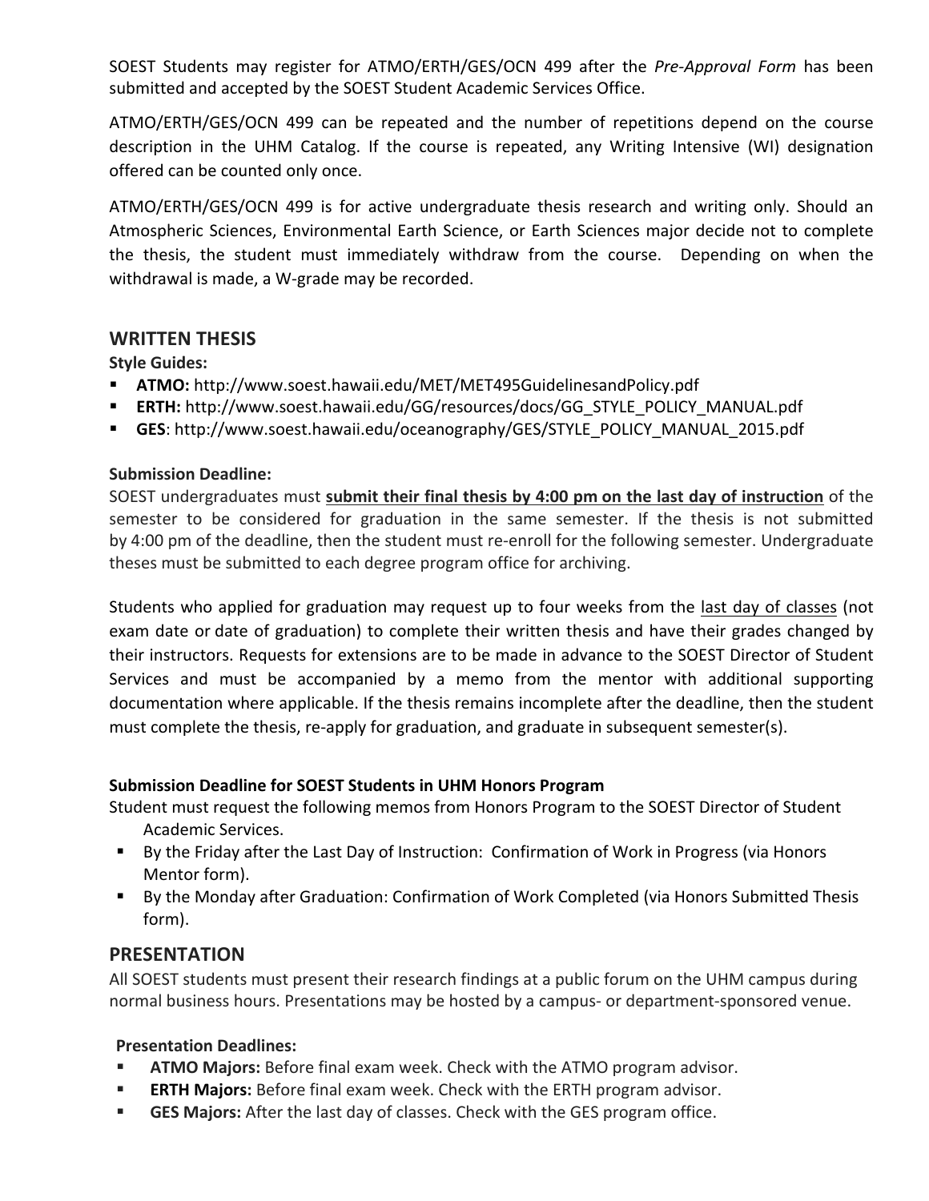SOEST Students may register for ATMO/ERTH/GES/OCN 499 after the *Pre-Approval Form* has been submitted and accepted by the SOEST Student Academic Services Office.

ATMO/ERTH/GES/OCN 499 can be repeated and the number of repetitions depend on the course description in the UHM Catalog. If the course is repeated, any Writing Intensive (WI) designation offered can be counted only once.

ATMO/ERTH/GES/OCN 499 is for active undergraduate thesis research and writing only. Should an Atmospheric Sciences, Environmental Earth Science, or Earth Sciences major decide not to complete the thesis, the student must immediately withdraw from the course. Depending on when the withdrawal is made, a W-grade may be recorded.

## WRITTEN THESIS

**Style Guides:**

- **ATMO:** http://www.soest.hawaii.edu/MET/MET495GuidelinesandPolicy.pdf
- **ERTH:** http://www.soest.hawaii.edu/GG/resources/docs/GG_STYLE_POLICY_MANUAL.pdf
- **GES**: http://www.soest.hawaii.edu/oceanography/GES/STYLE_POLICY_MANUAL_2015.pdf

**Submission Deadline:**

SOEST undergraduates must **submit their final thesis by 4:00 pm on the last day of instruction** of the semester to be considered for graduation in the same semester. If the thesis is not submitted by 4:00 pm of the deadline, then the student must re-enroll for the following semester. Undergraduate theses must be submitted to each degree program office for archiving.

Students who applied for graduation may request up to four weeks from the last day of classes (not exam date or date of graduation) to complete their written thesis and have their grades changed by their instructors. Requests for extensions are to be made in advance to the SOEST Director of Student Services and must be accompanied by a memo from the mentor with additional supporting documentation where applicable. If the thesis remains incomplete after the deadline, then the student must complete the thesis, re-apply for graduation, and graduate in subsequent semester(s).

**Submission Deadline for SOEST Students in UHM Honors Program**

Student must request the following memos from Honors Program to the SOEST Director of Student Academic Services.

- By the Friday after the Last Day of Instruction: Confirmation of Work in Progress (via Honors Mentor form).
- By the Monday after Graduation: Confirmation of Work Completed (via Honors Submitted Thesis form).

## PRESENTATION

All SOEST students must present their research findings at a public forum on the UHM campus during normal business hours. Presentations may be hosted by a campus- or department-sponsored venue.

**Presentation Deadlines:**

- **ATMO Majors:** Before final exam week. Check with the ATMO program advisor.
- **ERTH Majors:** Before final exam week. Check with the ERTH program advisor.
- **GES Majors:** After the last day of classes. Check with the GES program office.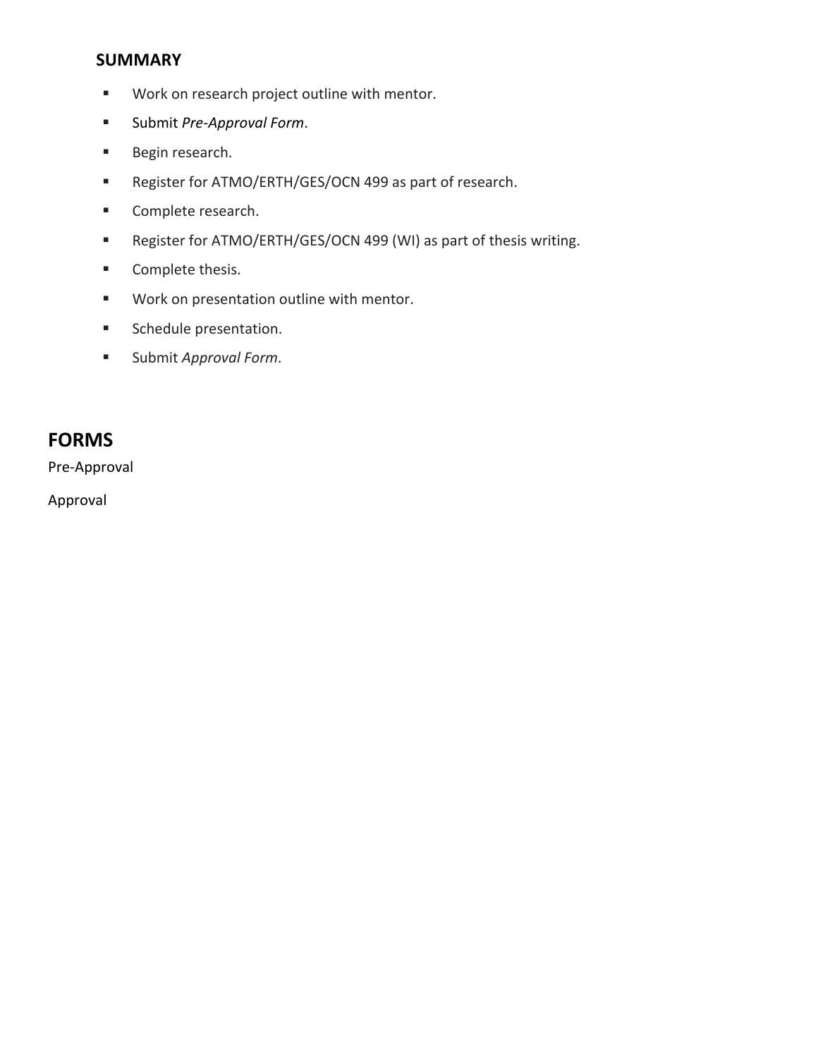### SUMMARY

- Work on research project outline with mentor.
- Submit *Pre-Approval Form*.
- Begin research.
- Register for ATMO/ERTH/GES/OCN 499 as part of research.
- Complete research.
- Register for ATMO/ERTH/GES/OCN 499 (WI) as part of thesis writing.
- Complete thesis.
- Work on presentation outline with mentor.
- Schedule presentation.
- Submit *Approval Form*.

## FORMS

Pre-Approval

Approval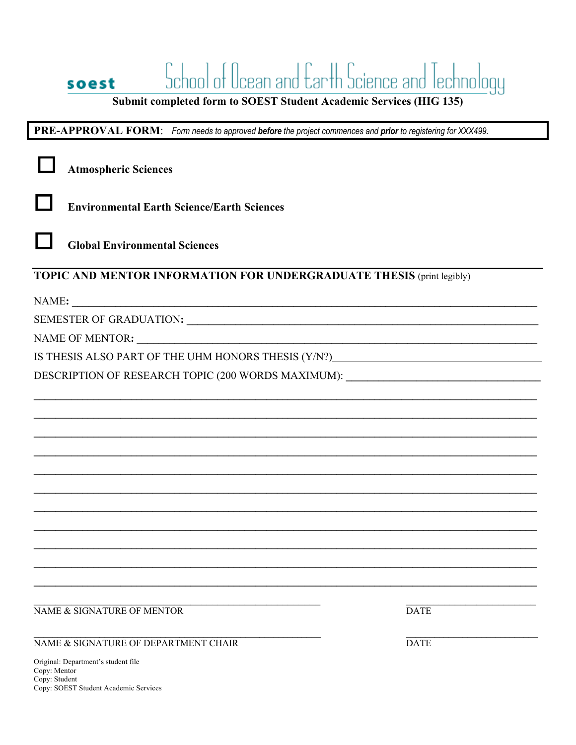**soest** School of Ocean and Earth Science and Technology

**Submit completed form to SOEST Student Academic Services (HIG 135)**

**PRE-APPROVAL FORM**: *Form needs to approved **before** the project commences and **prior** to registering for XXX499.*

☐ **Atmospheric Sciences**

☐ **Environmental Earth Science/Earth Sciences**

☐ **Global Environmental Sciences**

**TOPIC AND MENTOR INFORMATION FOR UNDERGRADUATE THESIS** (print legibly)

NAME: ______________________________________________

SEMESTER OF GRADUATION: ______________________________________________

NAME OF MENTOR: ______________________________________________

IS THESIS ALSO PART OF THE UHM HONORS THESIS (Y/N?)______________________________

DESCRIPTION OF RESEARCH TOPIC (200 WORDS MAXIMUM): ______________________________

______________________________________________________________________________

______________________________________________________________________________

______________________________________________________________________________

______________________________________________________________________________

______________________________________________________________________________

______________________________________________________________________________

______________________________________________________________________________

______________________________________________________________________________

______________________________________________________________________________

______________________________________________________________________________

______________________________________________________________________________

______________________________________________ ______________________
NAME & SIGNATURE OF MENTOR DATE

______________________________________________ ______________________
NAME & SIGNATURE OF DEPARTMENT CHAIR DATE

Original: Department's student file
Copy: Mentor
Copy: Student
Copy: SOEST Student Academic Services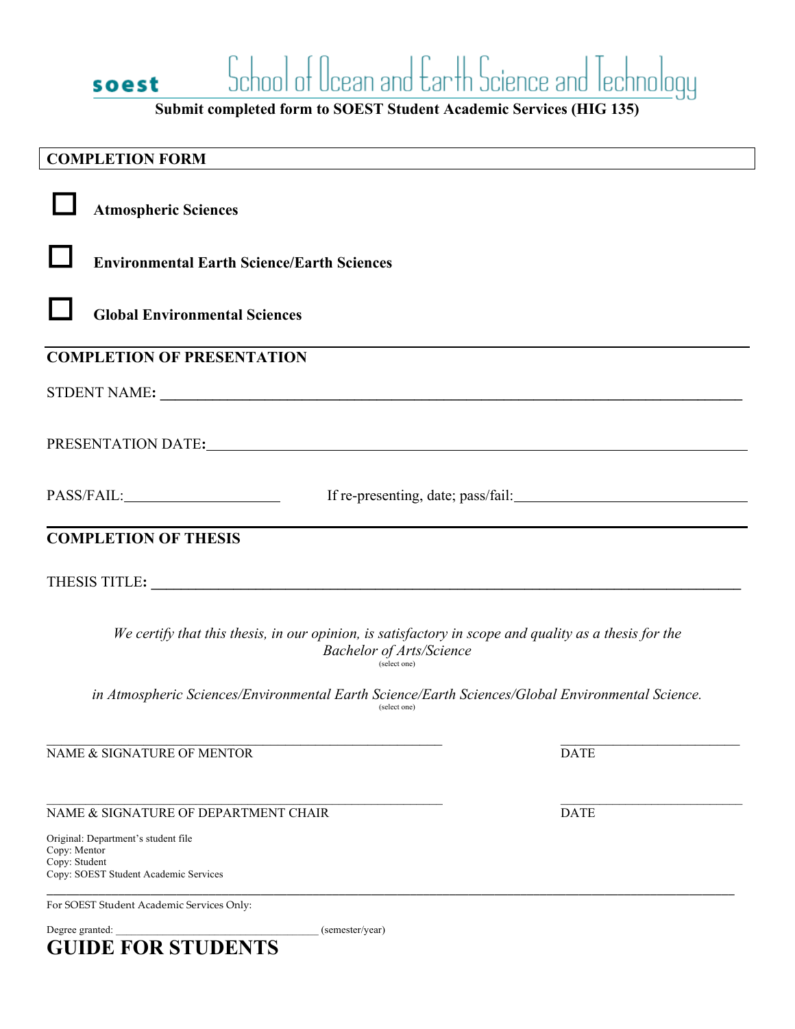soest School of Ocean and Earth Science and Technology

**Submit completed form to SOEST Student Academic Services (HIG 135)**

## COMPLETION FORM

☐ **Atmospheric Sciences**

☐ **Environmental Earth Science/Earth Sciences**

☐ **Global Environmental Sciences**

---

## COMPLETION OF PRESENTATION

STDENT NAME: ______________________________________________

PRESENTATION DATE: ______________________________________________

PASS/FAIL: ____________________ If re-presenting, date; pass/fail: ____________________

---

## COMPLETION OF THESIS

THESIS TITLE: ______________________________________________

*We certify that this thesis, in our opinion, is satisfactory in scope and quality as a thesis for the Bachelor of Arts/Science*
(select one)

*in Atmospheric Sciences/Environmental Earth Science/Earth Sciences/Global Environmental Science.*
(select one)

______________________________________________ ____________________
NAME & SIGNATURE OF MENTOR DATE

______________________________________________ ____________________
NAME & SIGNATURE OF DEPARTMENT CHAIR DATE

Original: Department's student file
Copy: Mentor
Copy: Student
Copy: SOEST Student Academic Services

---

For SOEST Student Academic Services Only:

Degree granted: ______________________________ (semester/year)

# GUIDE FOR STUDENTS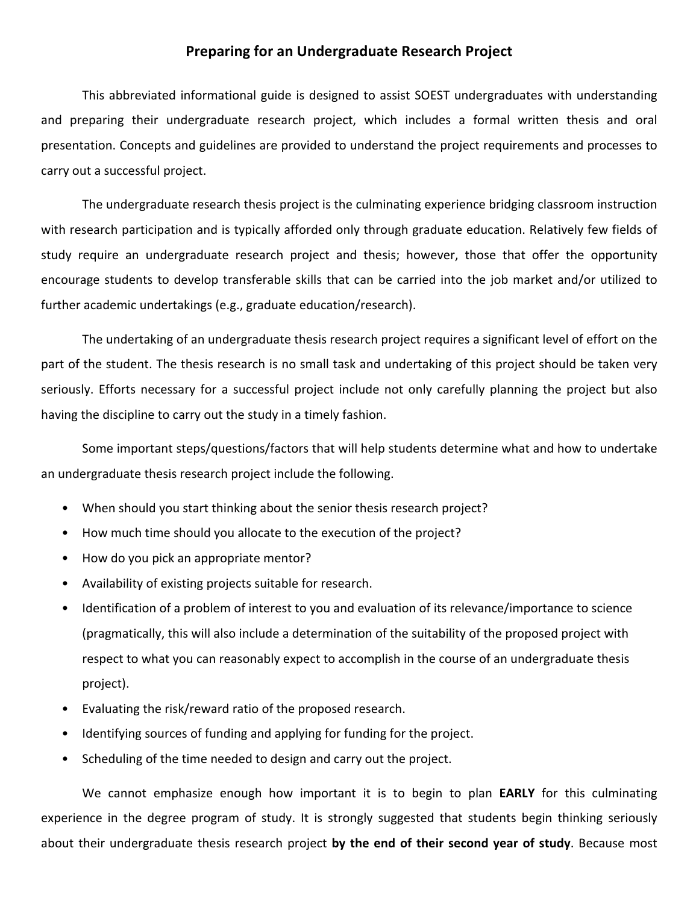## Preparing for an Undergraduate Research Project

This abbreviated informational guide is designed to assist SOEST undergraduates with understanding and preparing their undergraduate research project, which includes a formal written thesis and oral presentation. Concepts and guidelines are provided to understand the project requirements and processes to carry out a successful project.

The undergraduate research thesis project is the culminating experience bridging classroom instruction with research participation and is typically afforded only through graduate education. Relatively few fields of study require an undergraduate research project and thesis; however, those that offer the opportunity encourage students to develop transferable skills that can be carried into the job market and/or utilized to further academic undertakings (e.g., graduate education/research).

The undertaking of an undergraduate thesis research project requires a significant level of effort on the part of the student. The thesis research is no small task and undertaking of this project should be taken very seriously. Efforts necessary for a successful project include not only carefully planning the project but also having the discipline to carry out the study in a timely fashion.

Some important steps/questions/factors that will help students determine what and how to undertake an undergraduate thesis research project include the following.

- When should you start thinking about the senior thesis research project?
- How much time should you allocate to the execution of the project?
- How do you pick an appropriate mentor?
- Availability of existing projects suitable for research.
- Identification of a problem of interest to you and evaluation of its relevance/importance to science (pragmatically, this will also include a determination of the suitability of the proposed project with respect to what you can reasonably expect to accomplish in the course of an undergraduate thesis project).
- Evaluating the risk/reward ratio of the proposed research.
- Identifying sources of funding and applying for funding for the project.
- Scheduling of the time needed to design and carry out the project.

We cannot emphasize enough how important it is to begin to plan **EARLY** for this culminating experience in the degree program of study. It is strongly suggested that students begin thinking seriously about their undergraduate thesis research project **by the end of their second year of study**. Because most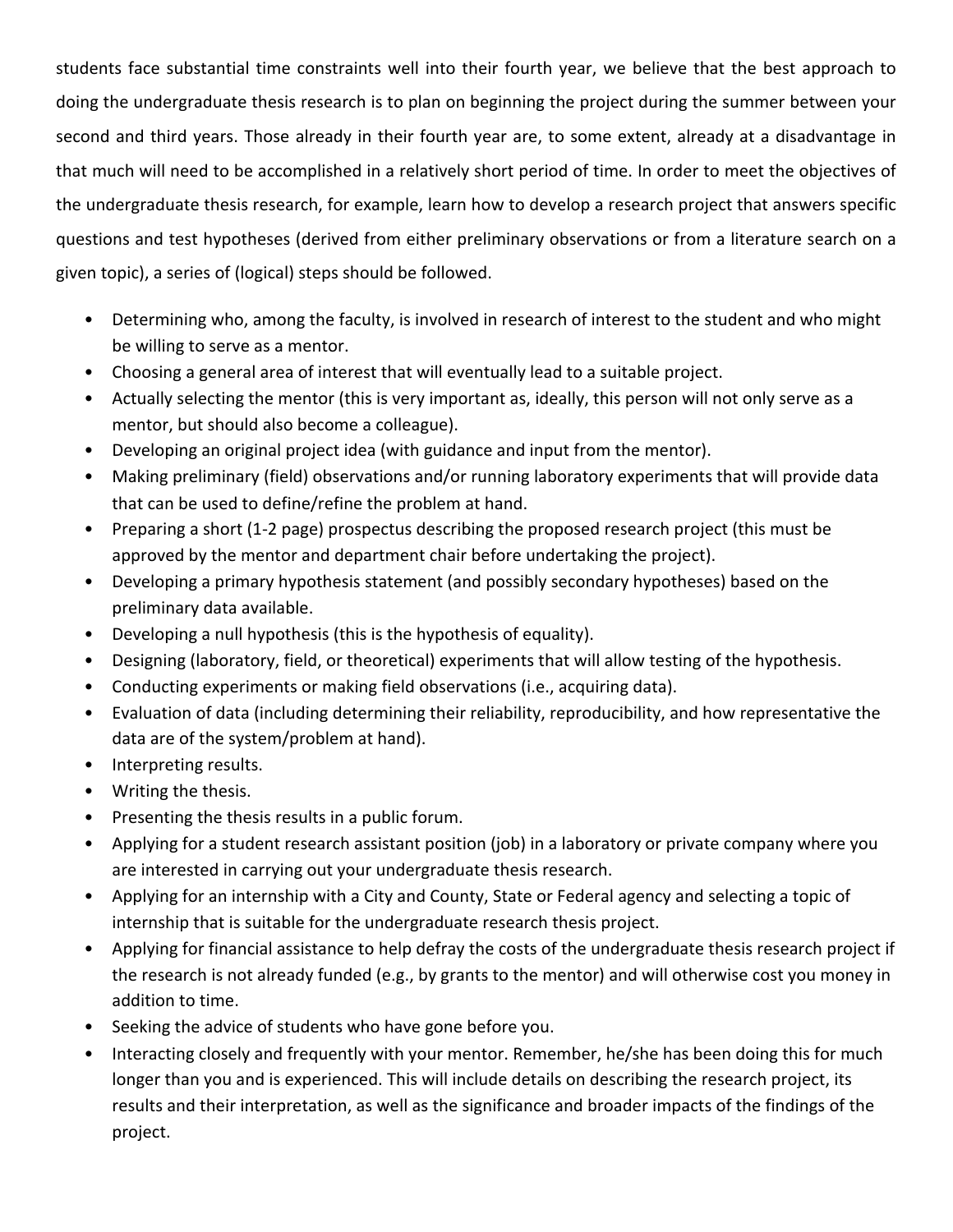students face substantial time constraints well into their fourth year, we believe that the best approach to doing the undergraduate thesis research is to plan on beginning the project during the summer between your second and third years. Those already in their fourth year are, to some extent, already at a disadvantage in that much will need to be accomplished in a relatively short period of time. In order to meet the objectives of the undergraduate thesis research, for example, learn how to develop a research project that answers specific questions and test hypotheses (derived from either preliminary observations or from a literature search on a given topic), a series of (logical) steps should be followed.

- Determining who, among the faculty, is involved in research of interest to the student and who might be willing to serve as a mentor.
- Choosing a general area of interest that will eventually lead to a suitable project.
- Actually selecting the mentor (this is very important as, ideally, this person will not only serve as a mentor, but should also become a colleague).
- Developing an original project idea (with guidance and input from the mentor).
- Making preliminary (field) observations and/or running laboratory experiments that will provide data that can be used to define/refine the problem at hand.
- Preparing a short (1-2 page) prospectus describing the proposed research project (this must be approved by the mentor and department chair before undertaking the project).
- Developing a primary hypothesis statement (and possibly secondary hypotheses) based on the preliminary data available.
- Developing a null hypothesis (this is the hypothesis of equality).
- Designing (laboratory, field, or theoretical) experiments that will allow testing of the hypothesis.
- Conducting experiments or making field observations (i.e., acquiring data).
- Evaluation of data (including determining their reliability, reproducibility, and how representative the data are of the system/problem at hand).
- Interpreting results.
- Writing the thesis.
- Presenting the thesis results in a public forum.
- Applying for a student research assistant position (job) in a laboratory or private company where you are interested in carrying out your undergraduate thesis research.
- Applying for an internship with a City and County, State or Federal agency and selecting a topic of internship that is suitable for the undergraduate research thesis project.
- Applying for financial assistance to help defray the costs of the undergraduate thesis research project if the research is not already funded (e.g., by grants to the mentor) and will otherwise cost you money in addition to time.
- Seeking the advice of students who have gone before you.
- Interacting closely and frequently with your mentor. Remember, he/she has been doing this for much longer than you and is experienced. This will include details on describing the research project, its results and their interpretation, as well as the significance and broader impacts of the findings of the project.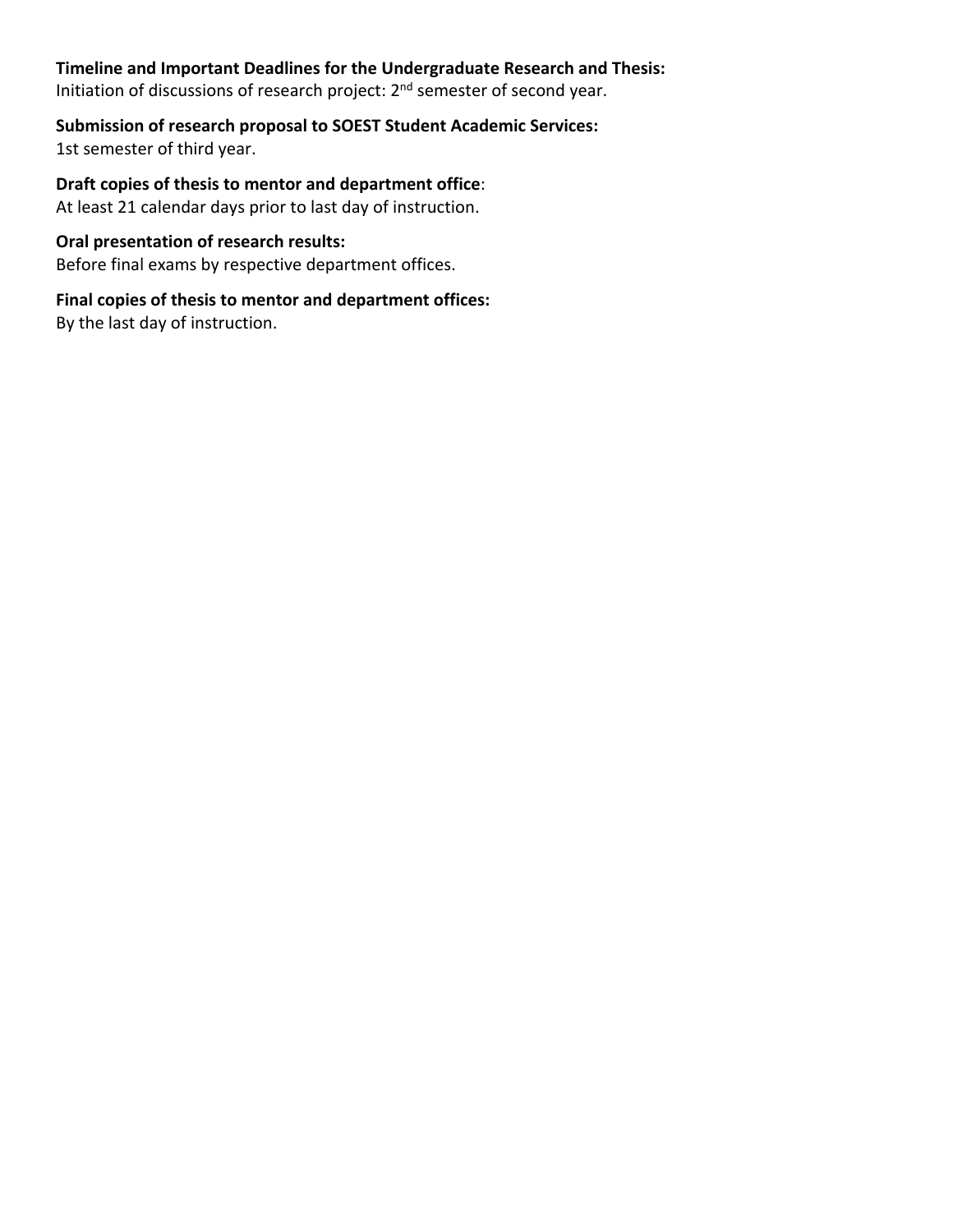**Timeline and Important Deadlines for the Undergraduate Research and Thesis:**
Initiation of discussions of research project: 2nd semester of second year.

**Submission of research proposal to SOEST Student Academic Services:**
1st semester of third year.

**Draft copies of thesis to mentor and department office**:
At least 21 calendar days prior to last day of instruction.

**Oral presentation of research results:**
Before final exams by respective department offices.

**Final copies of thesis to mentor and department offices:**
By the last day of instruction.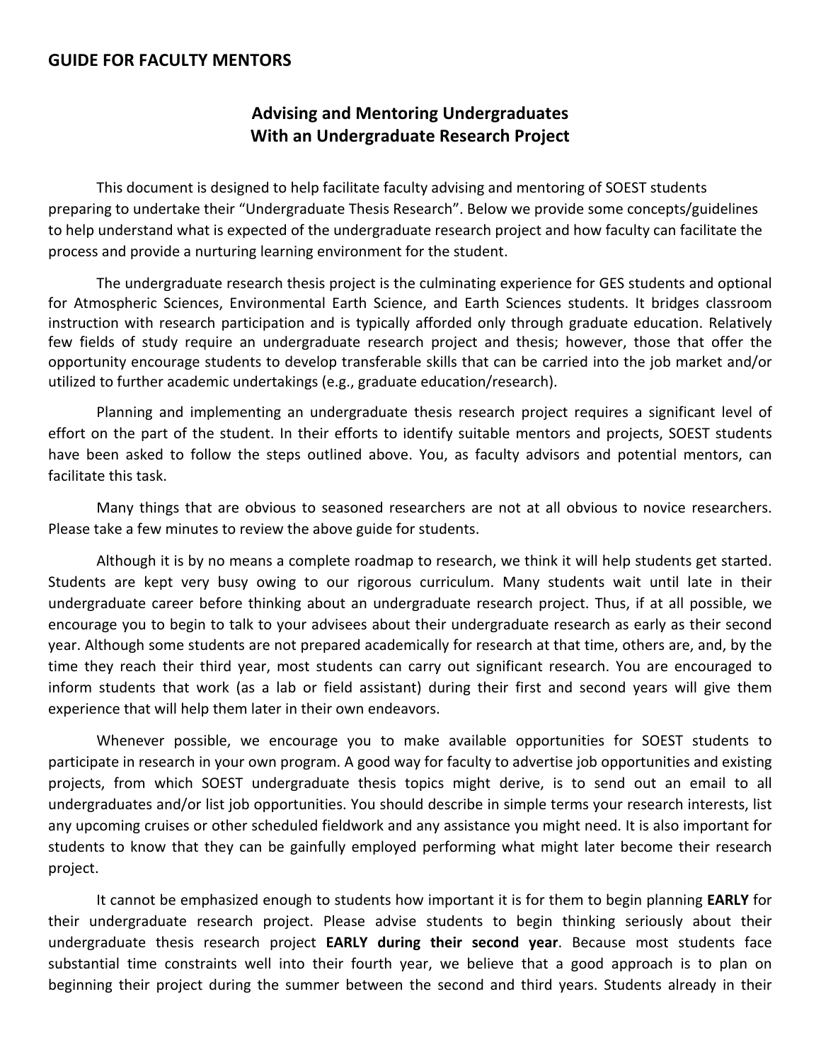## GUIDE FOR FACULTY MENTORS

### Advising and Mentoring Undergraduates With an Undergraduate Research Project

This document is designed to help facilitate faculty advising and mentoring of SOEST students preparing to undertake their "Undergraduate Thesis Research". Below we provide some concepts/guidelines to help understand what is expected of the undergraduate research project and how faculty can facilitate the process and provide a nurturing learning environment for the student.

The undergraduate research thesis project is the culminating experience for GES students and optional for Atmospheric Sciences, Environmental Earth Science, and Earth Sciences students. It bridges classroom instruction with research participation and is typically afforded only through graduate education. Relatively few fields of study require an undergraduate research project and thesis; however, those that offer the opportunity encourage students to develop transferable skills that can be carried into the job market and/or utilized to further academic undertakings (e.g., graduate education/research).

Planning and implementing an undergraduate thesis research project requires a significant level of effort on the part of the student. In their efforts to identify suitable mentors and projects, SOEST students have been asked to follow the steps outlined above. You, as faculty advisors and potential mentors, can facilitate this task.

Many things that are obvious to seasoned researchers are not at all obvious to novice researchers. Please take a few minutes to review the above guide for students.

Although it is by no means a complete roadmap to research, we think it will help students get started. Students are kept very busy owing to our rigorous curriculum. Many students wait until late in their undergraduate career before thinking about an undergraduate research project. Thus, if at all possible, we encourage you to begin to talk to your advisees about their undergraduate research as early as their second year. Although some students are not prepared academically for research at that time, others are, and, by the time they reach their third year, most students can carry out significant research. You are encouraged to inform students that work (as a lab or field assistant) during their first and second years will give them experience that will help them later in their own endeavors.

Whenever possible, we encourage you to make available opportunities for SOEST students to participate in research in your own program. A good way for faculty to advertise job opportunities and existing projects, from which SOEST undergraduate thesis topics might derive, is to send out an email to all undergraduates and/or list job opportunities. You should describe in simple terms your research interests, list any upcoming cruises or other scheduled fieldwork and any assistance you might need. It is also important for students to know that they can be gainfully employed performing what might later become their research project.

It cannot be emphasized enough to students how important it is for them to begin planning **EARLY** for their undergraduate research project. Please advise students to begin thinking seriously about their undergraduate thesis research project **EARLY during their second year**. Because most students face substantial time constraints well into their fourth year, we believe that a good approach is to plan on beginning their project during the summer between the second and third years. Students already in their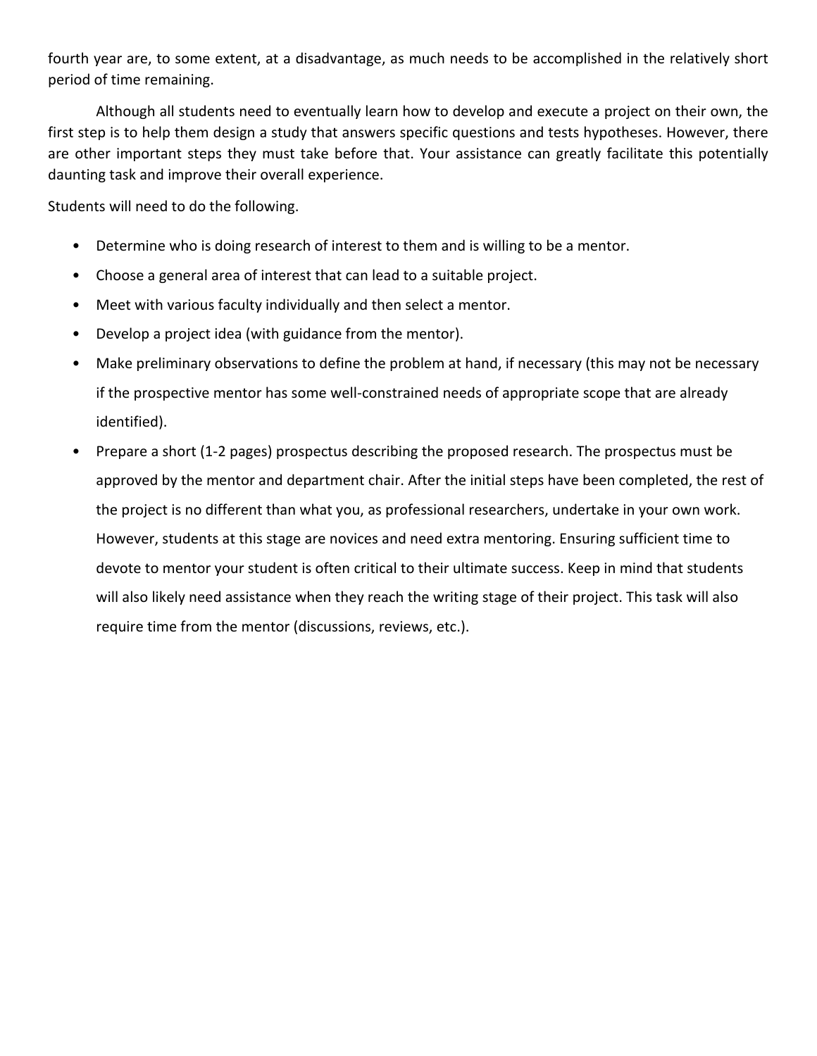fourth year are, to some extent, at a disadvantage, as much needs to be accomplished in the relatively short period of time remaining.

Although all students need to eventually learn how to develop and execute a project on their own, the first step is to help them design a study that answers specific questions and tests hypotheses. However, there are other important steps they must take before that. Your assistance can greatly facilitate this potentially daunting task and improve their overall experience.

Students will need to do the following.

- Determine who is doing research of interest to them and is willing to be a mentor.
- Choose a general area of interest that can lead to a suitable project.
- Meet with various faculty individually and then select a mentor.
- Develop a project idea (with guidance from the mentor).
- Make preliminary observations to define the problem at hand, if necessary (this may not be necessary if the prospective mentor has some well-constrained needs of appropriate scope that are already identified).
- Prepare a short (1-2 pages) prospectus describing the proposed research. The prospectus must be approved by the mentor and department chair. After the initial steps have been completed, the rest of the project is no different than what you, as professional researchers, undertake in your own work. However, students at this stage are novices and need extra mentoring. Ensuring sufficient time to devote to mentor your student is often critical to their ultimate success. Keep in mind that students will also likely need assistance when they reach the writing stage of their project. This task will also require time from the mentor (discussions, reviews, etc.).